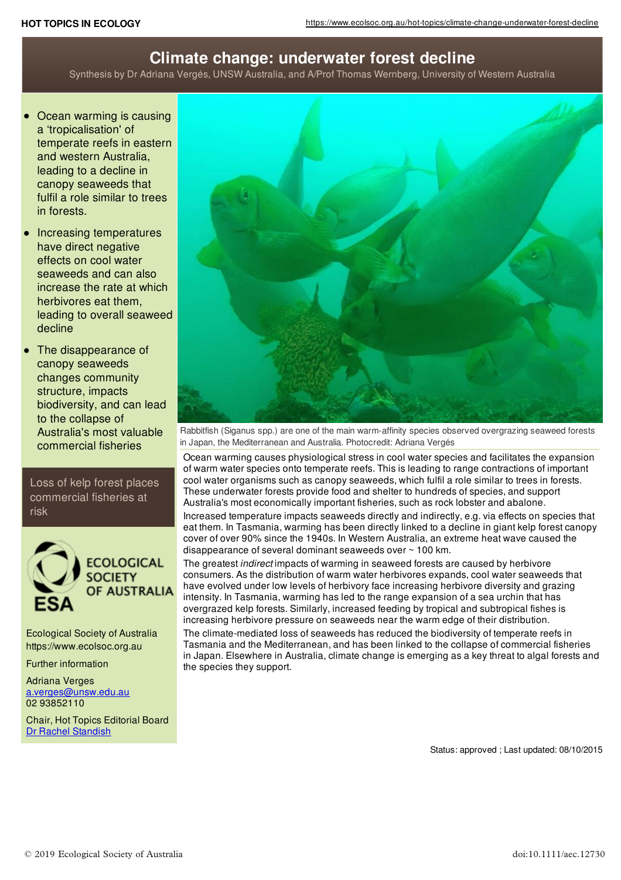# Climate change: underwater forest decline

Synthesis by Dr Adriana Vergés, UNSW Australia, and A/Prof Thomas Wernberg, University of Western Australia

- Ocean warming is causing a 'tropicalisation' of temperate reefs in eastern and western Australia, leading to a decline in canopy seaweeds that fulfil a role similar to trees in forests.
- Increasing temperatures have direct negative effects on cool water seaweeds and can also increase the rate at which herbivores eat them, leading to overall seaweed decline
- The disappearance of canopy seaweeds changes community structure, impacts biodiversity, and can lead to the collapse of Australia's most valuable commercial fisheries

Loss of kelp forest places commercial fisheries at risk

Rabbitfish (Siganus spp.) are one of the main warm-affinity species observed overgrazing seaweed forests in Japan, the Mediterranean and Australia. Photocredit: Adriana Vergés

Ocean warming causes physiological stress in cool water species and facilitates the expansion of warm water species onto temperate reefs. This is leading to range contractions of important cool water organisms such as canopy seaweeds, which fulfil a role similar to trees in forests. These underwater forests provide food and shelter to hundreds of species, and support Australia's most economically important fisheries, such as rock lobster and abalone.

Increased temperature impacts seaweeds directly and indirectly, e.g. via effects on species that eat them. In Tasmania, warming has been directly linked to a decline in giant kelp forest canopy cover of over 90% since the 1940s. In Western Australia, an extreme heat wave caused the disappearance of several dominant seaweeds over ~ 100 km.

The greatest *indirect* impacts of warming in seaweed forests are caused by herbivore consumers. As the distribution of warm water herbivores expands, cool water seaweeds that have evolved under low levels of herbivory face increasing herbivore diversity and grazing intensity. In Tasmania, warming has led to the range expansion of a sea urchin that has overgrazed kelp forests. Similarly, increased feeding by tropical and subtropical fishes is increasing herbivore pressure on seaweeds near the warm edge of their distribution.

The climate-mediated loss of seaweeds has reduced the biodiversity of temperate reefs in Tasmania and the Mediterranean, and has been linked to the collapse of commercial fisheries in Japan. Elsewhere in Australia, climate change is emerging as a key threat to algal forests and the species they support.

Ecological Society of Australia
https://www.ecolsoc.org.au

Further information

Adriana Verges
a.verges@unsw.edu.au
02 93852110

Chair, Hot Topics Editorial Board
Dr Rachel Standish

Status: approved ; Last updated: 08/10/2015

© 2019 Ecological Society of Australia

doi:10.1111/aec.12730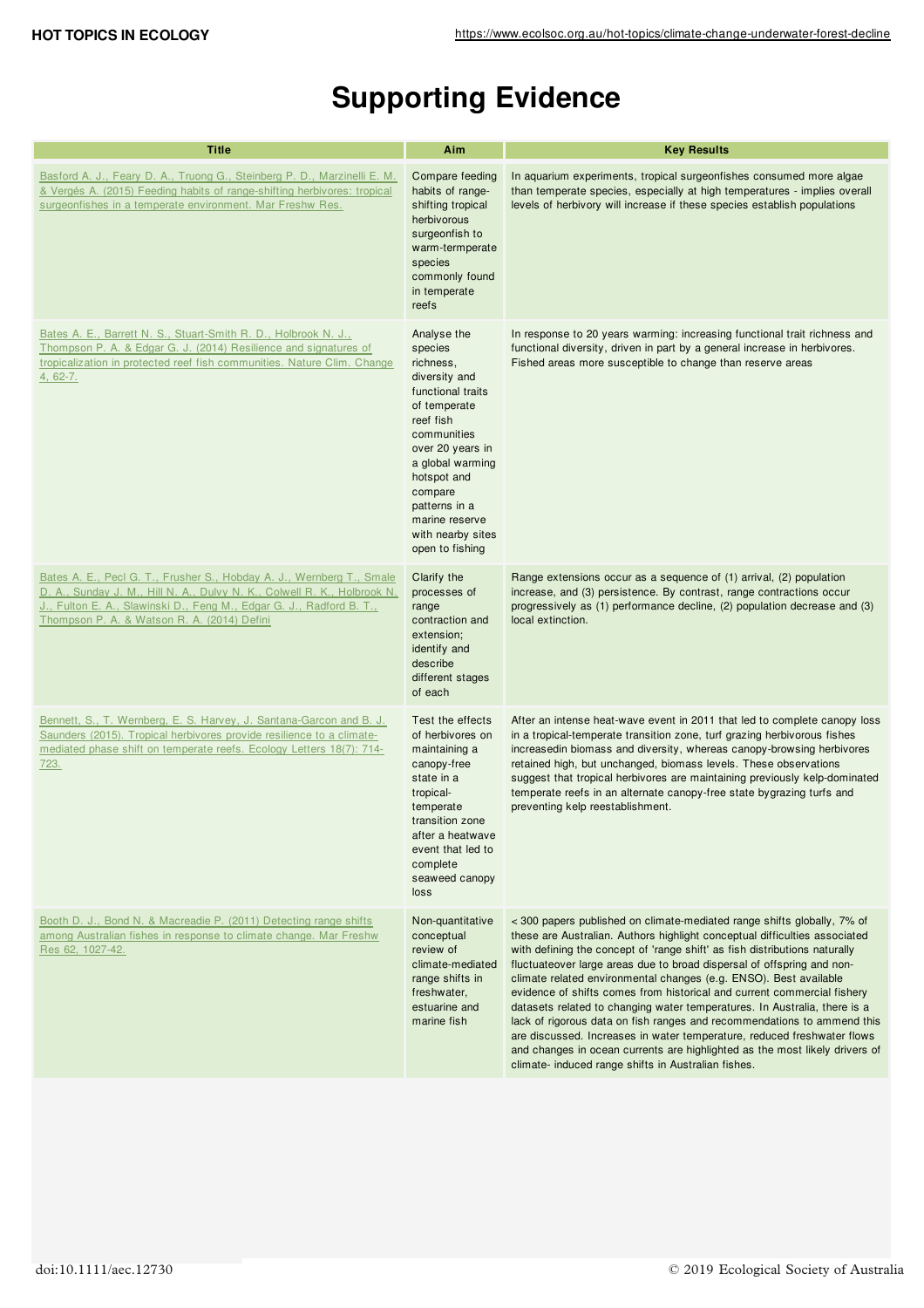# Supporting Evidence

| Title | Aim | Key Results |
|---|---|---|
| Basford A. J., Feary D. A., Truong G., Steinberg P. D., Marzinelli E. M. & Vergés A. (2015) Feeding habits of range-shifting herbivores: tropical surgeonfishes in a temperate environment. Mar Freshw Res. | Compare feeding habits of range-shifting tropical herbivorous surgeonfish to warm-termperate species commonly found in temperate reefs | In aquarium experiments, tropical surgeonfishes consumed more algae than temperate species, especially at high temperatures - implies overall levels of herbivory will increase if these species establish populations |
| Bates A. E., Barrett N. S., Stuart-Smith R. D., Holbrook N. J., Thompson P. A. & Edgar G. J. (2014) Resilience and signatures of tropicalization in protected reef fish communities. Nature Clim. Change 4, 62-7. | Analyse the species richness, diversity and functional traits of temperate reef fish communities over 20 years in a global warming hotspot and compare patterns in a marine reserve with nearby sites open to fishing | In response to 20 years warming: increasing functional trait richness and functional diversity, driven in part by a general increase in herbivores. Fished areas more susceptible to change than reserve areas |
| Bates A. E., Pecl G. T., Frusher S., Hobday A. J., Wernberg T., Smale D. A., Sunday J. M., Hill N. A., Dulvy N. K., Colwell R. K., Holbrook N. J., Fulton E. A., Slawinski D., Feng M., Edgar G. J., Radford B. T., Thompson P. A. & Watson R. A. (2014) Defini | Clarify the processes of range contraction and extension; identify and describe different stages of each | Range extensions occur as a sequence of (1) arrival, (2) population increase, and (3) persistence. By contrast, range contractions occur progressively as (1) performance decline, (2) population decrease and (3) local extinction. |
| Bennett, S., T. Wernberg, E. S. Harvey, J. Santana-Garcon and B. J. Saunders (2015). Tropical herbivores provide resilience to a climate-mediated phase shift on temperate reefs. Ecology Letters 18(7): 714-723. | Test the effects of herbivores on maintaining a canopy-free state in a tropical-temperate transition zone after a heatwave event that led to complete seaweed canopy loss | After an intense heat-wave event in 2011 that led to complete canopy loss in a tropical-temperate transition zone, turf grazing herbivorous fishes increasedin biomass and diversity, whereas canopy-browsing herbivores retained high, but unchanged, biomass levels. These observations suggest that tropical herbivores are maintaining previously kelp-dominated temperate reefs in an alternate canopy-free state bygrazing turfs and preventing kelp reestablishment. |
| Booth D. J., Bond N. & Macreadie P. (2011) Detecting range shifts among Australian fishes in response to climate change. Mar Freshw Res 62, 1027-42. | Non-quantitative conceptual review of climate-mediated range shifts in freshwater, estuarine and marine fish | < 300 papers published on climate-mediated range shifts globally, 7% of these are Australian. Authors highlight conceptual difficulties associated with defining the concept of 'range shift' as fish distributions naturally fluctuateover large areas due to broad dispersal of offspring and non-climate related environmental changes (e.g. ENSO). Best available evidence of shifts comes from historical and current commercial fishery datasets related to changing water temperatures. In Australia, there is a lack of rigorous data on fish ranges and recommendations to ammend this are discussed. Increases in water temperature, reduced freshwater flows and changes in ocean currents are highlighted as the most likely drivers of climate- induced range shifts in Australian fishes. |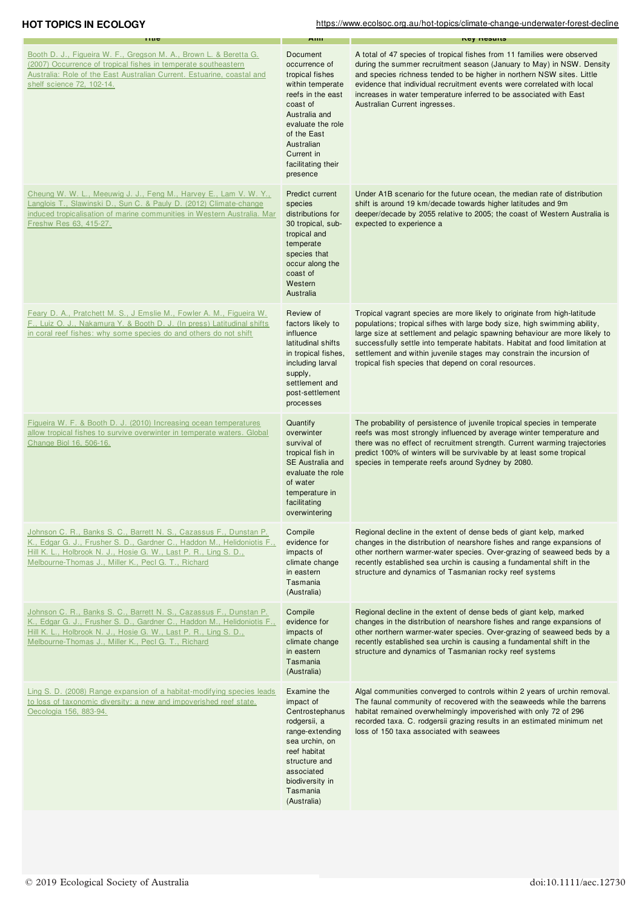| Title | Aim | Key Results |
|---|---|---|
| Booth D. J., Figueira W. F., Gregson M. A., Brown L. & Beretta G. (2007) Occurrence of tropical fishes in temperate southeastern Australia: Role of the East Australian Current. Estuarine, coastal and shelf science 72, 102-14. | Document occurrence of tropical fishes within temperate reefs in the east coast of Australia and evaluate the role of the East Australian Current in facilitating their presence | A total of 47 species of tropical fishes from 11 families were observed during the summer recruitment season (January to May) in NSW. Density and species richness tended to be higher in northern NSW sites. Little evidence that individual recruitment events were correlated with local increases in water temperature inferred to be associated with East Australian Current ingresses. |
| Cheung W. W. L., Meeuwig J. J., Feng M., Harvey E., Lam V. W. Y., Langlois T., Slawinski D., Sun C. & Pauly D. (2012) Climate-change induced tropicalisation of marine communities in Western Australia. Mar Freshw Res 63, 415-27. | Predict current species distributions for 30 tropical, sub-tropical and temperate species that occur along the coast of Western Australia | Under A1B scenario for the future ocean, the median rate of distribution shift is around 19 km/decade towards higher latitudes and 9m deeper/decade by 2055 relative to 2005; the coast of Western Australia is expected to experience a |
| Feary D. A., Pratchett M. S., J Emslie M., Fowler A. M., Figueira W. F., Luiz O. J., Nakamura Y. & Booth D. J. (In press) Latitudinal shifts in coral reef fishes: why some species do and others do not shift | Review of factors likely to influence latitudinal shifts in tropical fishes, including larval supply, settlement and post-settlement processes | Tropical vagrant species are more likely to originate from high-latitude populations; tropical sifhes with large body size, high swimming ability, large size at settlement and pelagic spawning behaviour are more likely to successfully settle into temperate habitats. Habitat and food limitation at settlement and within juvenile stages may constrain the incursion of tropical fish species that depend on coral resources. |
| Figueira W. F. & Booth D. J. (2010) Increasing ocean temperatures allow tropical fishes to survive overwinter in temperate waters. Global Change Biol 16, 506-16. | Quantify overwinter survival of tropical fish in SE Australia and evaluate the role of water temperature in facilitating overwintering | The probability of persistence of juvenile tropical species in temperate reefs was most strongly influenced by average winter temperature and there was no effect of recruitment strength. Current warming trajectories predict 100% of winters will be survivable by at least some tropical species in temperate reefs around Sydney by 2080. |
| Johnson C. R., Banks S. C., Barrett N. S., Cazassus F., Dunstan P. K., Edgar G. J., Frusher S. D., Gardner C., Haddon M., Helidoniotis F., Hill K. L., Holbrook N. J., Hosie G. W., Last P. R., Ling S. D., Melbourne-Thomas J., Miller K., Pecl G. T., Richard | Compile evidence for impacts of climate change in eastern Tasmania (Australia) | Regional decline in the extent of dense beds of giant kelp, marked changes in the distribution of nearshore fishes and range expansions of other northern warmer-water species. Over-grazing of seaweed beds by a recently established sea urchin is causing a fundamental shift in the structure and dynamics of Tasmanian rocky reef systems |
| Johnson C. R., Banks S. C., Barrett N. S., Cazassus F., Dunstan P. K., Edgar G. J., Frusher S. D., Gardner C., Haddon M., Helidoniotis F., Hill K. L., Holbrook N. J., Hosie G. W., Last P. R., Ling S. D., Melbourne-Thomas J., Miller K., Pecl G. T., Richard | Compile evidence for impacts of climate change in eastern Tasmania (Australia) | Regional decline in the extent of dense beds of giant kelp, marked changes in the distribution of nearshore fishes and range expansions of other northern warmer-water species. Over-grazing of seaweed beds by a recently established sea urchin is causing a fundamental shift in the structure and dynamics of Tasmanian rocky reef systems |
| Ling S. D. (2008) Range expansion of a habitat-modifying species leads to loss of taxonomic diversity: a new and impoverished reef state. Oecologia 156, 883-94. | Examine the impact of Centrostephanus rodgersii, a range-extending sea urchin, on reef habitat structure and associated biodiversity in Tasmania (Australia) | Algal communities converged to controls within 2 years of urchin removal. The faunal community of recovered with the seaweeds while the barrens habitat remained overwhelmingly impoverished with only 72 of 296 recorded taxa. C. rodgersii grazing results in an estimated minimum net loss of 150 taxa associated with seawees |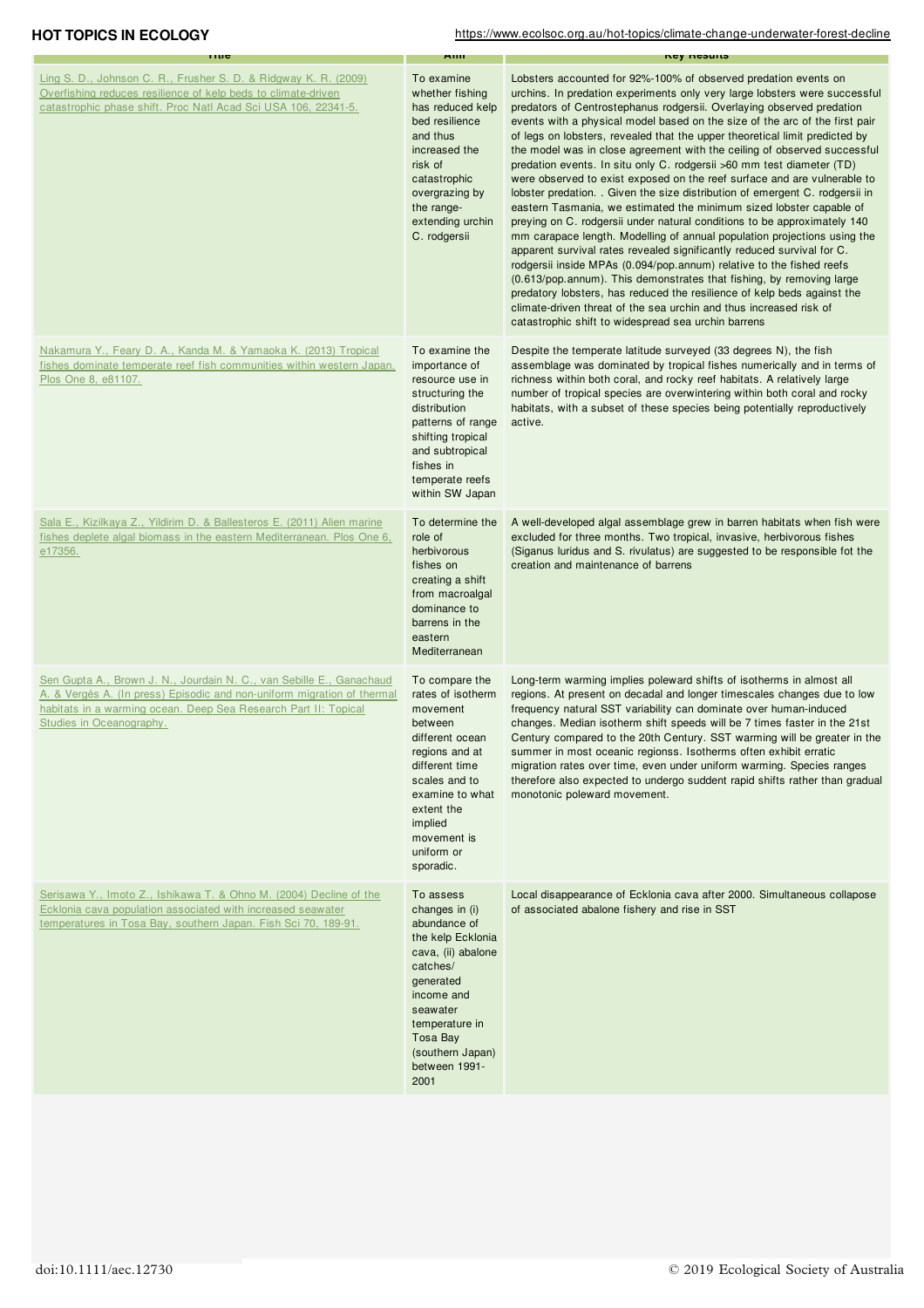| Title | Aim | Key Results |
|---|---|---|
| Ling S. D., Johnson C. R., Frusher S. D. & Ridgway K. R. (2009) Overfishing reduces resilience of kelp beds to climate-driven catastrophic phase shift. Proc Natl Acad Sci USA 106, 22341-5. | To examine whether fishing has reduced kelp bed resilience and thus increased the risk of catastrophic overgrazing by the range-extending urchin C. rodgersii | Lobsters accounted for 92%-100% of observed predation events on urchins. In predation experiments only very large lobsters were successful predators of Centrostephanus rodgersii. Overlaying observed predation events with a physical model based on the size of the arc of the first pair of legs on lobsters, revealed that the upper theoretical limit predicted by the model was in close agreement with the ceiling of observed successful predation events. In situ only C. rodgersii >60 mm test diameter (TD) were observed to exist exposed on the reef surface and are vulnerable to lobster predation. . Given the size distribution of emergent C. rodgersii in eastern Tasmania, we estimated the minimum sized lobster capable of preying on C. rodgersii under natural conditions to be approximately 140 mm carapace length. Modelling of annual population projections using the apparent survival rates revealed significantly reduced survival for C. rodgersii inside MPAs (0.094/pop.annum) relative to the fished reefs (0.613/pop.annum). This demonstrates that fishing, by removing large predatory lobsters, has reduced the resilience of kelp beds against the climate-driven threat of the sea urchin and thus increased risk of catastrophic shift to widespread sea urchin barrens |
| Nakamura Y., Feary D. A., Kanda M. & Yamaoka K. (2013) Tropical fishes dominate temperate reef fish communities within western Japan. Plos One 8, e81107. | To examine the importance of resource use in structuring the distribution patterns of range shifting tropical and subtropical fishes in temperate reefs within SW Japan | Despite the temperate latitude surveyed (33 degrees N), the fish assemblage was dominated by tropical fishes numerically and in terms of richness within both coral, and rocky reef habitats. A relatively large number of tropical species are overwintering within both coral and rocky habitats, with a subset of these species being potentially reproductively active. |
| Sala E., Kizilkaya Z., Yildirim D. & Ballesteros E. (2011) Alien marine fishes deplete algal biomass in the eastern Mediterranean. Plos One 6, e17356. | To determine the role of herbivorous fishes on creating a shift from macroalgal dominance to barrens in the eastern Mediterranean | A well-developed algal assemblage grew in barren habitats when fish were excluded for three months. Two tropical, invasive, herbivorous fishes (Siganus luridus and S. rivulatus) are suggested to be responsible fot the creation and maintenance of barrens |
| Sen Gupta A., Brown J. N., Jourdain N. C., van Sebille E., Ganachaud A. & Vergés A. (In press) Episodic and non-uniform migration of thermal habitats in a warming ocean. Deep Sea Research Part II: Topical Studies in Oceanography. | To compare the rates of isotherm movement between different ocean regions and at different time scales and to examine to what extent the implied movement is uniform or sporadic. | Long-term warming implies poleward shifts of isotherms in almost all regions. At present on decadal and longer timescales changes due to low frequency natural SST variability can dominate over human-induced changes. Median isotherm shift speeds will be 7 times faster in the 21st Century compared to the 20th Century. SST warming will be greater in the summer in most oceanic regionss. Isotherms often exhibit erratic migration rates over time, even under uniform warming. Species ranges therefore also expected to undergo suddent rapid shifts rather than gradual monotonic poleward movement. |
| Serisawa Y., Imoto Z., Ishikawa T. & Ohno M. (2004) Decline of the Ecklonia cava population associated with increased seawater temperatures in Tosa Bay, southern Japan. Fish Sci 70, 189-91. | To assess changes in (i) abundance of the kelp Ecklonia cava, (ii) abalone catches/ generated income and seawater temperature in Tosa Bay (southern Japan) between 1991-2001 | Local disappearance of Ecklonia cava after 2000. Simultaneous collapose of associated abalone fishery and rise in SST |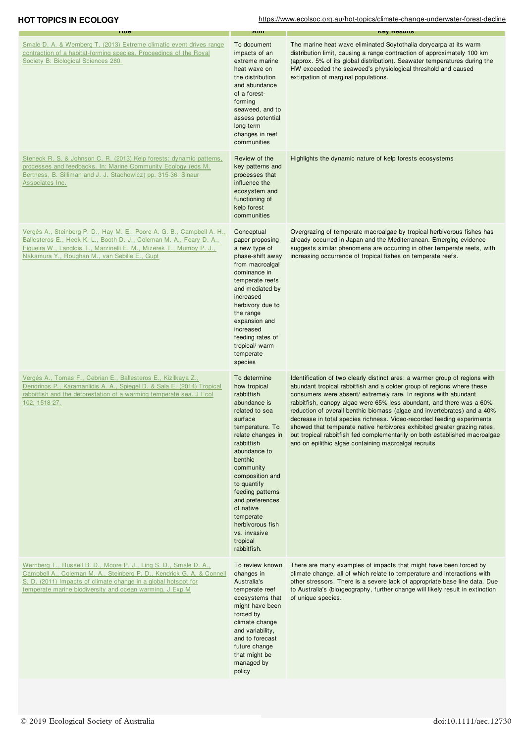| Title | Aim | Key Results |
|---|---|---|
| Smale D. A. & Wernberg T. (2013) Extreme climatic event drives range contraction of a habitat-forming species. Proceedings of the Royal Society B: Biological Sciences 280. | To document impacts of an extreme marine heat wave on the distribution and abundance of a forest-forming seaweed, and to assess potential long-term changes in reef communities | The marine heat wave eliminated Scytothalia dorycarpa at its warm distribution limit, causing a range contraction of approximately 100 km (approx. 5% of its global distribution). Seawater temperatures during the HW exceeded the seaweed's physiological threshold and caused extirpation of marginal populations. |
| Steneck R. S. & Johnson C. R. (2013) Kelp forests: dynamic patterns, processes and feedbacks. In: Marine Community Ecology (eds M. Bertness, B. Silliman and J. J. Stachowicz) pp. 315-36. Sinaur Associates Inc. | Review of the key patterns and processes that influence the ecosystem and functioning of kelp forest communities | Highlights the dynamic nature of kelp forests ecosystems |
| Vergés A., Steinberg P. D., Hay M. E., Poore A. G. B., Campbell A. H., Ballesteros E., Heck K. L., Booth D. J., Coleman M. A., Feary D. A., Figueira W., Langlois T., Marzinelli E. M., Mizerek T., Mumby P. J., Nakamura Y., Roughan M., van Sebille E., Gupt | Conceptual paper proposing a new type of phase-shift away from macroalgal dominance in temperate reefs and mediated by increased herbivory due to the range expansion and increased feeding rates of tropical/ warm-temperate species | Overgrazing of temperate macroalgae by tropical herbivorous fishes has already occurred in Japan and the Mediterranean. Emerging evidence suggests similar phenomena are occurring in other temperate reefs, with increasing occurrence of tropical fishes on temperate reefs. |
| Vergés A., Tomas F., Cebrian E., Ballesteros E., Kizilkaya Z., Dendrinos P., Karamanlidis A. A., Spiegel D. & Sala E. (2014) Tropical rabbitfish and the deforestation of a warming temperate sea. J Ecol 102, 1518-27. | To determine how tropical rabbitfish abundance is related to sea surface temperature. To relate changes in rabbitfish abundance to benthic community composition and to quantify feeding patterns and preferences of native temperate herbivorous fish vs. invasive tropical rabbitfish. | Identification of two clearly distinct ares: a warmer group of regions with abundant tropical rabbitfish and a colder group of regions where these consumers were absent/ extremely rare. In regions with abundant rabbitfish, canopy algae were 65% less abundant, and there was a 60% reduction of overall benthic biomass (algae and invertebrates) and a 40% decrease in total species richness. Video-recorded feeding experiments showed that temperate native herbivores exhibited greater grazing rates, but tropical rabbitfish fed complementarily on both established macroalgae and on epilithic algae containing macroalgal recruits |
| Wernberg T., Russell B. D., Moore P. J., Ling S. D., Smale D. A., Campbell A., Coleman M. A., Steinberg P. D., Kendrick G. A. & Connell S. D. (2011) Impacts of climate change in a global hotspot for temperate marine biodiversity and ocean warming. J Exp M | To review known changes in Australia's temperate reef ecosystems that might have been forced by climate change and variability, and to forecast future change that might be managed by policy | There are many examples of impacts that might have been forced by climate change, all of which relate to temperature and interactions with other stressors. There is a severe lack of appropriate base line data. Due to Australia's (bio)geography, further change will likely result in extinction of unique species. |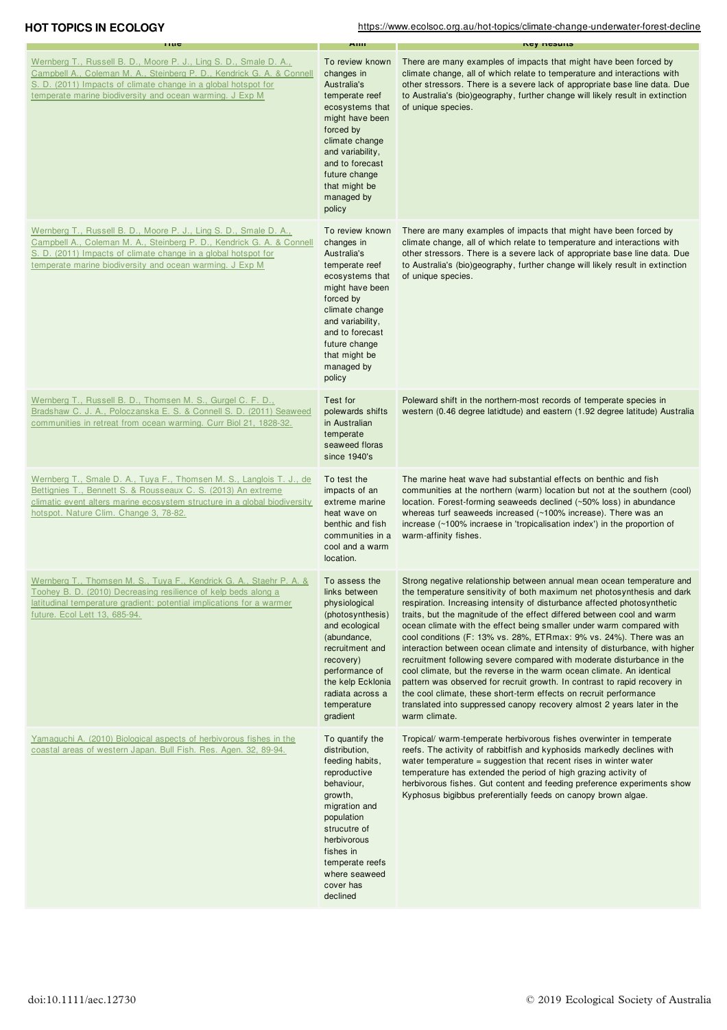| Title | Aim | Key Results |
| --- | --- | --- |
| Wernberg T., Russell B. D., Moore P. J., Ling S. D., Smale D. A., Campbell A., Coleman M. A., Steinberg P. D., Kendrick G. A. & Connell S. D. (2011) Impacts of climate change in a global hotspot for temperate marine biodiversity and ocean warming. J Exp M | To review known changes in Australia's temperate reef ecosystems that might have been forced by climate change and variability, and to forecast future change that might be managed by policy | There are many examples of impacts that might have been forced by climate change, all of which relate to temperature and interactions with other stressors. There is a severe lack of appropriate base line data. Due to Australia's (bio)geography, further change will likely result in extinction of unique species. |
| Wernberg T., Russell B. D., Moore P. J., Ling S. D., Smale D. A., Campbell A., Coleman M. A., Steinberg P. D., Kendrick G. A. & Connell S. D. (2011) Impacts of climate change in a global hotspot for temperate marine biodiversity and ocean warming. J Exp M | To review known changes in Australia's temperate reef ecosystems that might have been forced by climate change and variability, and to forecast future change that might be managed by policy | There are many examples of impacts that might have been forced by climate change, all of which relate to temperature and interactions with other stressors. There is a severe lack of appropriate base line data. Due to Australia's (bio)geography, further change will likely result in extinction of unique species. |
| Wernberg T., Russell B. D., Thomsen M. S., Gurgel C. F. D., Bradshaw C. J. A., Poloczanska E. S. & Connell S. D. (2011) Seaweed communities in retreat from ocean warming. Curr Biol 21, 1828-32. | Test for polewards shifts in Australian temperate seaweed floras since 1940's | Poleward shift in the northern-most records of temperate species in western (0.46 degree latidtude) and eastern (1.92 degree latitude) Australia |
| Wernberg T., Smale D. A., Tuya F., Thomsen M. S., Langlois T. J., de Bettignies T., Bennett S. & Rousseaux C. S. (2013) An extreme climatic event alters marine ecosystem structure in a global biodiversity hotspot. Nature Clim. Change 3, 78-82. | To test the impacts of an extreme marine heat wave on benthic and fish communities in a cool and a warm location. | The marine heat wave had substantial effects on benthic and fish communities at the northern (warm) location but not at the southern (cool) location. Forest-forming seaweeds declined (~50% loss) in abundance whereas turf seaweeds increased (~100% increase). There was an increase (~100% increaese in 'tropicalisation index') in the proportion of warm-affinity fishes. |
| Wernberg T., Thomsen M. S., Tuya F., Kendrick G. A., Staehr P. A. & Toohey B. D. (2010) Decreasing resilience of kelp beds along a latitudinal temperature gradient: potential implications for a warmer future. Ecol Lett 13, 685-94. | To assess the links between physiological (photosynthesis) and ecological (abundance, recruitment and recovery) performance of the kelp Ecklonia radiata across a temperature gradient | Strong negative relationship between annual mean ocean temperature and the temperature sensitivity of both maximum net photosynthesis and dark respiration. Increasing intensity of disturbance affected photosynthetic traits, but the magnitude of the effect differed between cool and warm ocean climate with the effect being smaller under warm compared with cool conditions (F: 13% vs. 28%, ETRmax: 9% vs. 24%). There was an interaction between ocean climate and intensity of disturbance, with higher recruitment following severe compared with moderate disturbance in the cool climate, but the reverse in the warm ocean climate. An identical pattern was observed for recruit growth. In contrast to rapid recovery in the cool climate, these short-term effects on recruit performance translated into suppressed canopy recovery almost 2 years later in the warm climate. |
| Yamaguchi A. (2010) Biological aspects of herbivorous fishes in the coastal areas of western Japan. Bull Fish. Res. Agen. 32, 89-94. | To quantify the distribution, feeding habits, reproductive behaviour, growth, migration and population strucutre of herbivorous fishes in temperate reefs where seaweed cover has declined | Tropical/ warm-temperate herbivorous fishes overwinter in temperate reefs. The activity of rabbitfish and kyphosids markedly declines with water temperature = suggestion that recent rises in winter water temperature has extended the period of high grazing activity of herbivorous fishes. Gut content and feeding preference experiments show Kyphosus bigibbus preferentially feeds on canopy brown algae. |